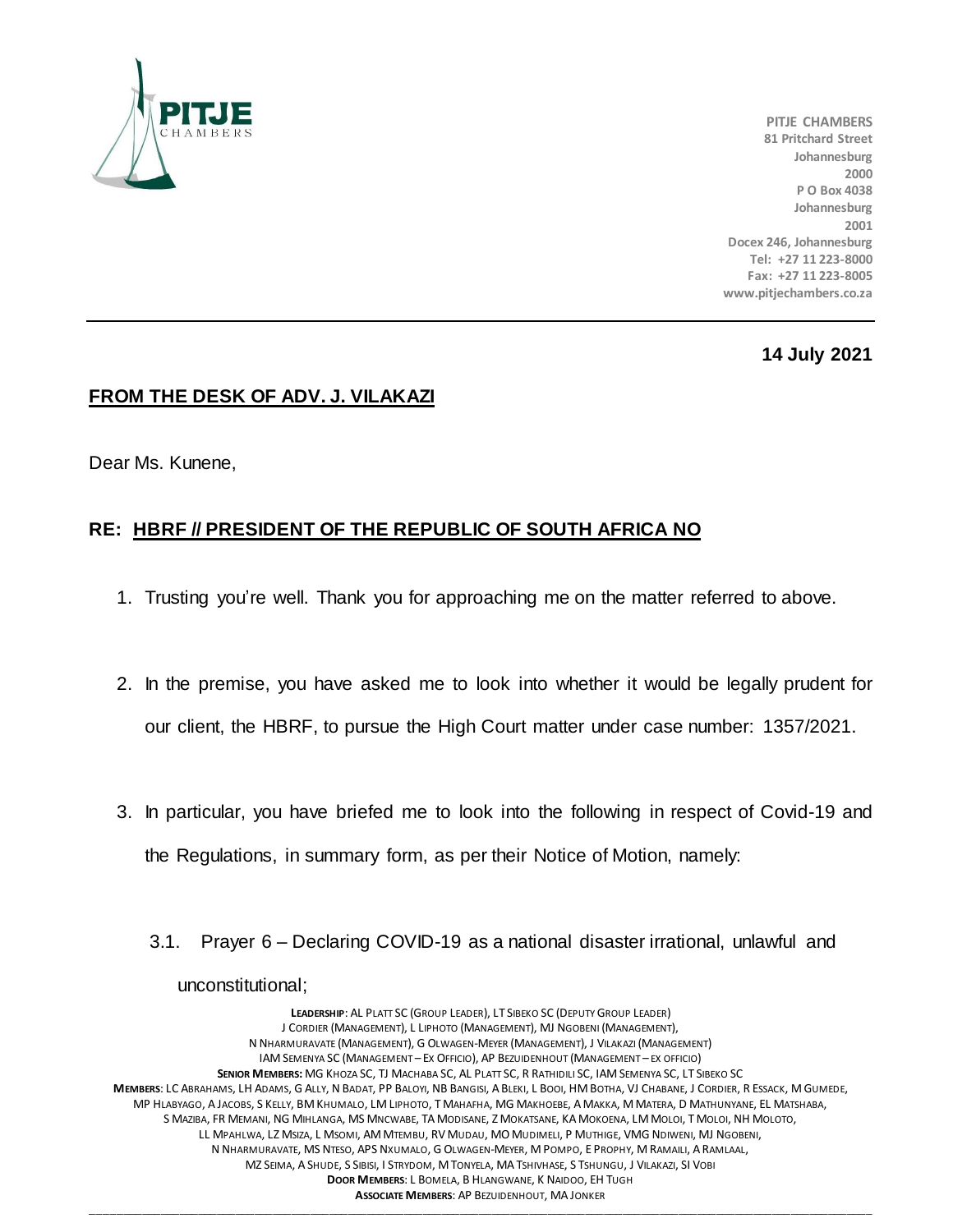PITJE CHAMBERS
81 Pritchard Street
Johannesburg
2000
P O Box 4038
Johannesburg
2001
Docex 246, Johannesburg
Tel: +27 11 223-8000
Fax: +27 11 223-8005
www.pitjechambers.co.za

**14 July 2021**

**FROM THE DESK OF ADV. J. VILAKAZI**

Dear Ms. Kunene,

**RE: HBRF // PRESIDENT OF THE REPUBLIC OF SOUTH AFRICA NO**

1. Trusting you're well. Thank you for approaching me on the matter referred to above.

2. In the premise, you have asked me to look into whether it would be legally prudent for our client, the HBRF, to pursue the High Court matter under case number: 1357/2021.

3. In particular, you have briefed me to look into the following in respect of Covid-19 and the Regulations, in summary form, as per their Notice of Motion, namely:

   3.1. Prayer 6 – Declaring COVID-19 as a national disaster irrational, unlawful and unconstitutional;

**LEADERSHIP**: AL PLATT SC (GROUP LEADER), LT SIBEKO SC (DEPUTY GROUP LEADER)
J CORDIER (MANAGEMENT), L LIPHOTO (MANAGEMENT), MJ NGOBENI (MANAGEMENT),
N NHARMURAVATE (MANAGEMENT), G OLWAGEN-MEYER (MANAGEMENT), J VILAKAZI (MANAGEMENT)
IAM SEMENYA SC (MANAGEMENT – EX OFFICIO), AP BEZUIDENHOUT (MANAGEMENT – EX OFFICIO)
**SENIOR MEMBERS:** MG KHOZA SC, TJ MACHABA SC, AL PLATT SC, R RATHIDILI SC, IAM SEMENYA SC, LT SIBEKO SC
**MEMBERS**: LC ABRAHAMS, LH ADAMS, G ALLY, N BADAT, PP BALOYI, NB BANGISI, A BLEKI, L BOOI, HM BOTHA, VJ CHABANE, J CORDIER, R ESSACK, M GUMEDE,
MP HLABYAGO, A JACOBS, S KELLY, BM KHUMALO, LM LIPHOTO, T MAHAFHA, MG MAKHOEBE, A MAKKA, M MATERA, D MATHUNYANE, EL MATSHABA,
S MAZIBA, FR MEMANI, NG MIHLANGA, MS MNCWABE, TA MODISANE, Z MOKATSANE, KA MOKOENA, LM MOLOI, T MOLOI, NH MOLOTO,
LL MPAHLWA, LZ MSIZA, L MSOMI, AM MTEMBU, RV MUDAU, MO MUDIMELI, P MUTHIGE, VMG NDIWENI, MJ NGOBENI,
N NHARMURAVATE, MS NTESO, APS NXUMALO, G OLWAGEN-MEYER, M POMPO, E PROPHY, M RAMAILI, A RAMLAAL,
MZ SEIMA, A SHUDE, S SIBISI, I STRYDOM, M TONYELA, MA TSHIVHASE, S TSHUNGU, J VILAKAZI, SI VOBI
**DOOR MEMBERS**: L BOMELA, B HLANGWANE, K NAIDOO, EH TUGH
**ASSOCIATE MEMBERS**: AP BEZUIDENHOUT, MA JONKER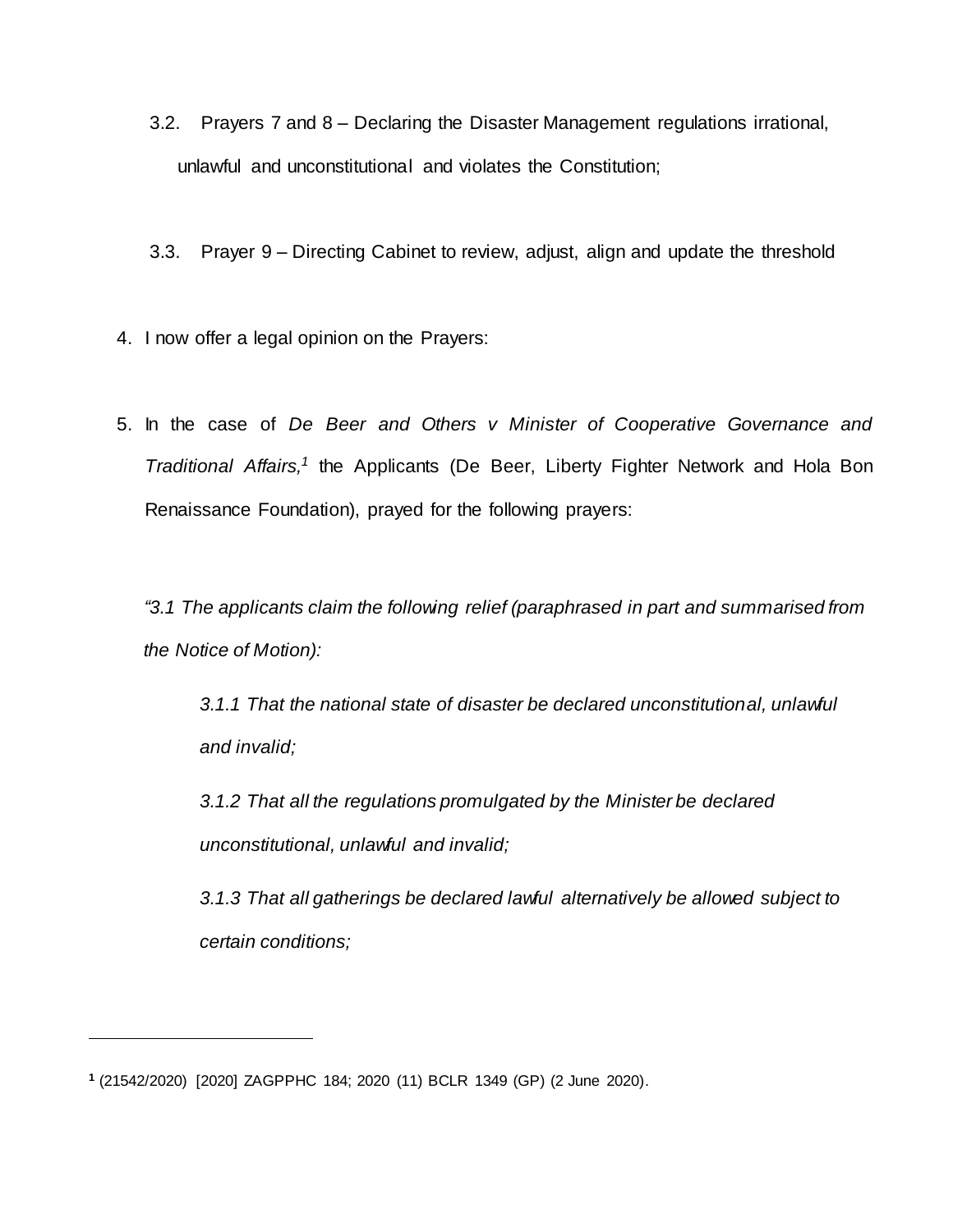3.2. Prayers 7 and 8 – Declaring the Disaster Management regulations irrational, unlawful and unconstitutional and violates the Constitution;

3.3. Prayer 9 – Directing Cabinet to review, adjust, align and update the threshold

4. I now offer a legal opinion on the Prayers:

5. In the case of *De Beer and Others v Minister of Cooperative Governance and Traditional Affairs,*[1] the Applicants (De Beer, Liberty Fighter Network and Hola Bon Renaissance Foundation), prayed for the following prayers:

*"3.1 The applicants claim the following relief (paraphrased in part and summarised from the Notice of Motion):*

> *3.1.1 That the national state of disaster be declared unconstitutional, unlawful and invalid;*
>
> *3.1.2 That all the regulations promulgated by the Minister be declared unconstitutional, unlawful and invalid;*
>
> *3.1.3 That all gatherings be declared lawful alternatively be allowed subject to certain conditions;*

---

[1] (21542/2020) [2020] ZAGPPHC 184; 2020 (11) BCLR 1349 (GP) (2 June 2020).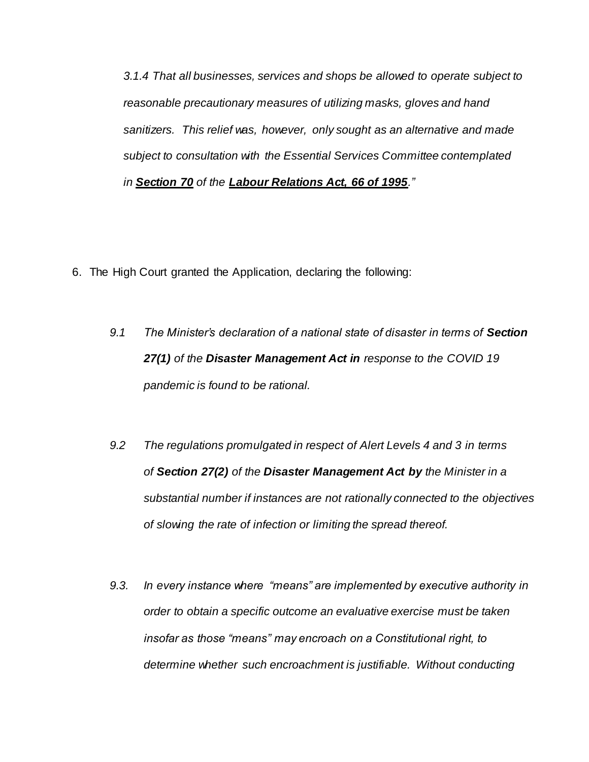*3.1.4 That all businesses, services and shops be allowed to operate subject to reasonable precautionary measures of utilizing masks, gloves and hand sanitizers. This relief was, however, only sought as an alternative and made subject to consultation with the Essential Services Committee contemplated in **Section 70** of the **Labour Relations Act, 66 of 1995**."*

6. The High Court granted the Application, declaring the following:

   *9.1 The Minister's declaration of a national state of disaster in terms of **Section 27(1)** of the **Disaster Management Act in** response to the COVID 19 pandemic is found to be rational.*

   *9.2 The regulations promulgated in respect of Alert Levels 4 and 3 in terms of **Section 27(2)** of the **Disaster Management Act by** the Minister in a substantial number if instances are not rationally connected to the objectives of slowing the rate of infection or limiting the spread thereof.*

   *9.3. In every instance where "means" are implemented by executive authority in order to obtain a specific outcome an evaluative exercise must be taken insofar as those "means" may encroach on a Constitutional right, to determine whether such encroachment is justifiable. Without conducting*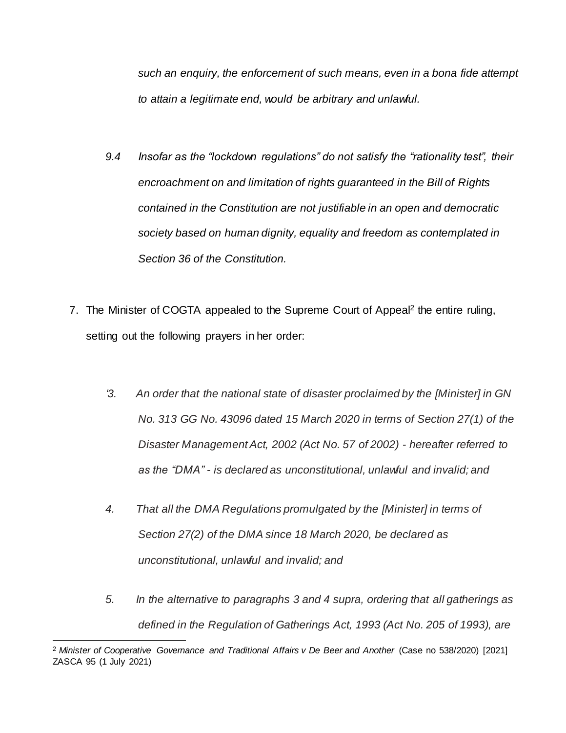*such an enquiry, the enforcement of such means, even in a bona fide attempt to attain a legitimate end, would be arbitrary and unlawful.*

*9.4 Insofar as the "lockdown regulations" do not satisfy the "rationality test", their encroachment on and limitation of rights guaranteed in the Bill of Rights contained in the Constitution are not justifiable in an open and democratic society based on human dignity, equality and freedom as contemplated in Section 36 of the Constitution.*

7. The Minister of COGTA appealed to the Supreme Court of Appeal[2] the entire ruling, setting out the following prayers in her order:

   *'3. An order that the national state of disaster proclaimed by the [Minister] in GN No. 313 GG No. 43096 dated 15 March 2020 in terms of Section 27(1) of the Disaster Management Act, 2002 (Act No. 57 of 2002) - hereafter referred to as the "DMA" - is declared as unconstitutional, unlawful and invalid; and*

   *4. That all the DMA Regulations promulgated by the [Minister] in terms of Section 27(2) of the DMA since 18 March 2020, be declared as unconstitutional, unlawful and invalid; and*

   *5. In the alternative to paragraphs 3 and 4 supra, ordering that all gatherings as defined in the Regulation of Gatherings Act, 1993 (Act No. 205 of 1993), are*

---

[2] *Minister of Cooperative Governance and Traditional Affairs v De Beer and Another* (Case no 538/2020) [2021] ZASCA 95 (1 July 2021)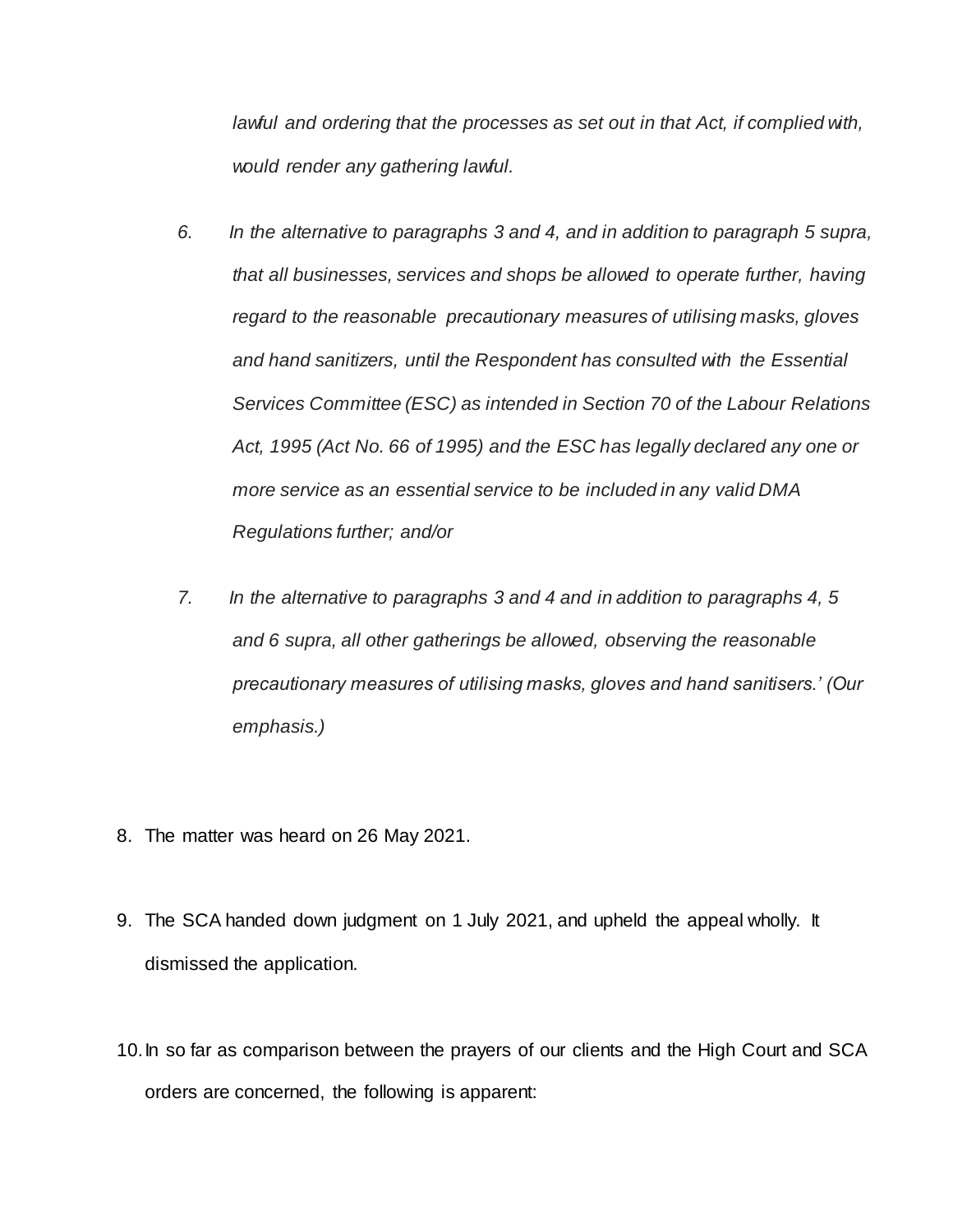*lawful and ordering that the processes as set out in that Act, if complied with, would render any gathering lawful.*

*6. In the alternative to paragraphs 3 and 4, and in addition to paragraph 5 supra, that all businesses, services and shops be allowed to operate further, having regard to the reasonable precautionary measures of utilising masks, gloves and hand sanitizers, until the Respondent has consulted with the Essential Services Committee (ESC) as intended in Section 70 of the Labour Relations Act, 1995 (Act No. 66 of 1995) and the ESC has legally declared any one or more service as an essential service to be included in any valid DMA Regulations further; and/or*

*7. In the alternative to paragraphs 3 and 4 and in addition to paragraphs 4, 5 and 6 supra, all other gatherings be allowed, observing the reasonable precautionary measures of utilising masks, gloves and hand sanitisers.' (Our emphasis.)*

8. The matter was heard on 26 May 2021.

9. The SCA handed down judgment on 1 July 2021, and upheld the appeal wholly. It dismissed the application.

10. In so far as comparison between the prayers of our clients and the High Court and SCA orders are concerned, the following is apparent: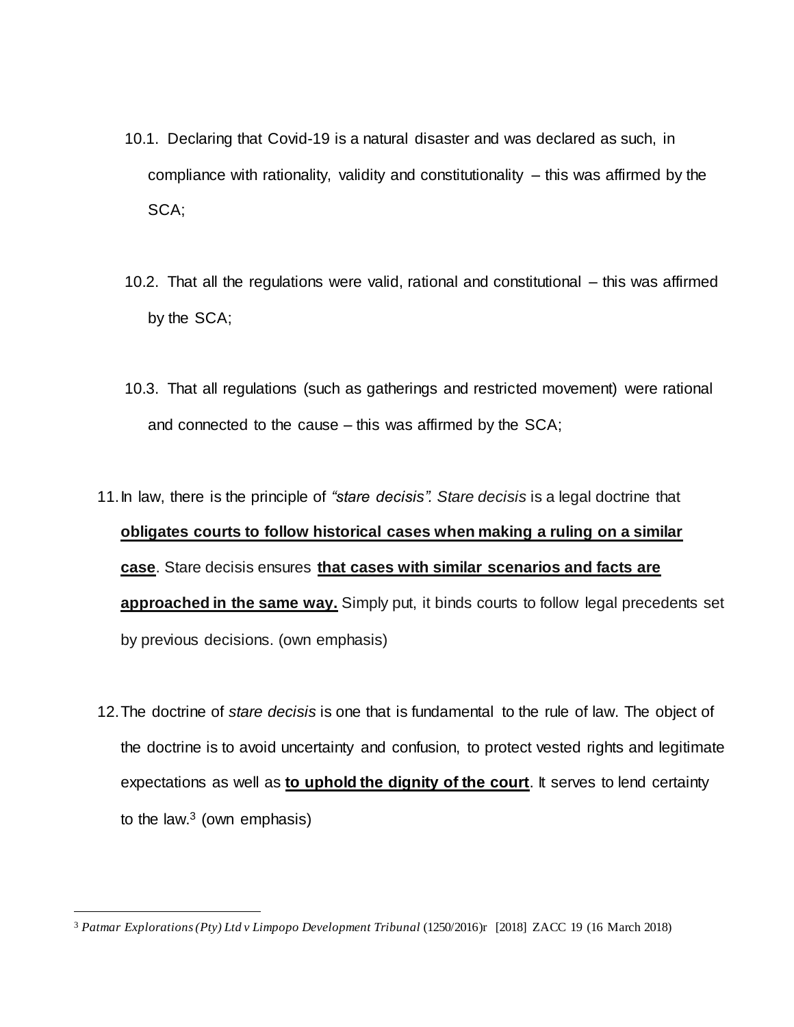10.1. Declaring that Covid-19 is a natural disaster and was declared as such, in compliance with rationality, validity and constitutionality – this was affirmed by the SCA;

10.2. That all the regulations were valid, rational and constitutional – this was affirmed by the SCA;

10.3. That all regulations (such as gatherings and restricted movement) were rational and connected to the cause – this was affirmed by the SCA;

11. In law, there is the principle of *"stare decisis". Stare decisis* is a legal doctrine that **obligates courts to follow historical cases when making a ruling on a similar case**. Stare decisis ensures **that cases with similar scenarios and facts are approached in the same way.** Simply put, it binds courts to follow legal precedents set by previous decisions. (own emphasis)

12. The doctrine of *stare decisis* is one that is fundamental to the rule of law. The object of the doctrine is to avoid uncertainty and confusion, to protect vested rights and legitimate expectations as well as **to uphold the dignity of the court**. It serves to lend certainty to the law.[3] (own emphasis)

---

[3] *Patmar Explorations (Pty) Ltd v Limpopo Development Tribunal* (1250/2016)r [2018] ZACC 19 (16 March 2018)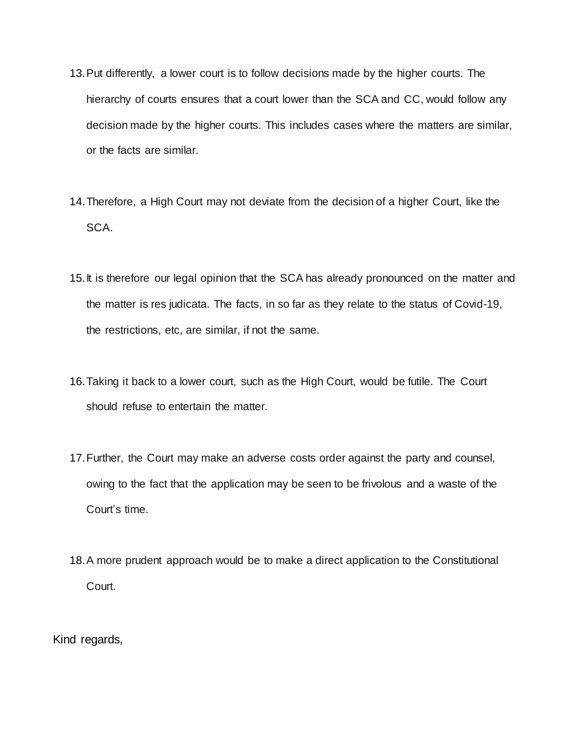13. Put differently, a lower court is to follow decisions made by the higher courts. The hierarchy of courts ensures that a court lower than the SCA and CC, would follow any decision made by the higher courts. This includes cases where the matters are similar, or the facts are similar.

14. Therefore, a High Court may not deviate from the decision of a higher Court, like the SCA.

15. It is therefore our legal opinion that the SCA has already pronounced on the matter and the matter is res judicata. The facts, in so far as they relate to the status of Covid-19, the restrictions, etc, are similar, if not the same.

16. Taking it back to a lower court, such as the High Court, would be futile. The Court should refuse to entertain the matter.

17. Further, the Court may make an adverse costs order against the party and counsel, owing to the fact that the application may be seen to be frivolous and a waste of the Court's time.

18. A more prudent approach would be to make a direct application to the Constitutional Court.

Kind regards,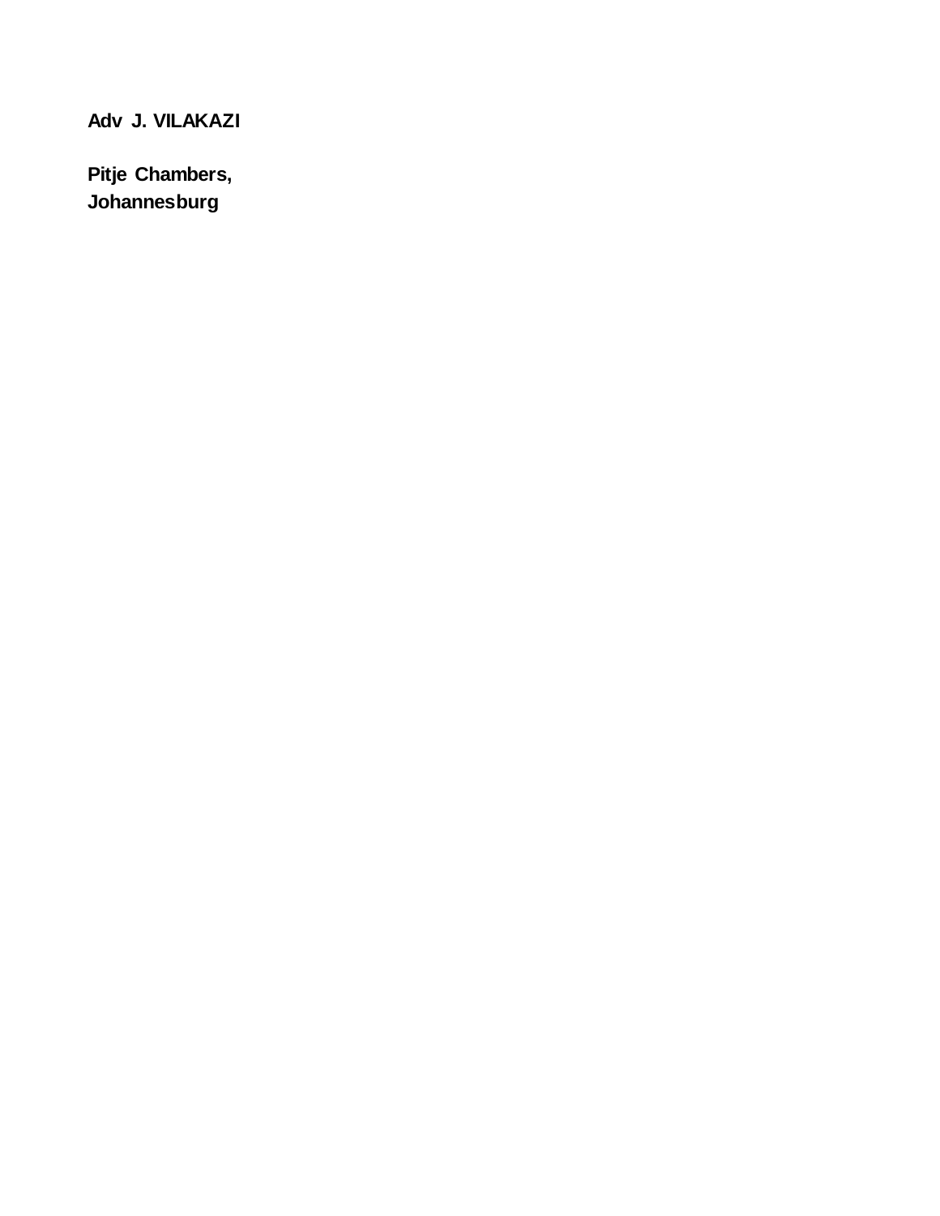**Adv J. VILAKAZI**

**Pitje Chambers,**
**Johannesburg**